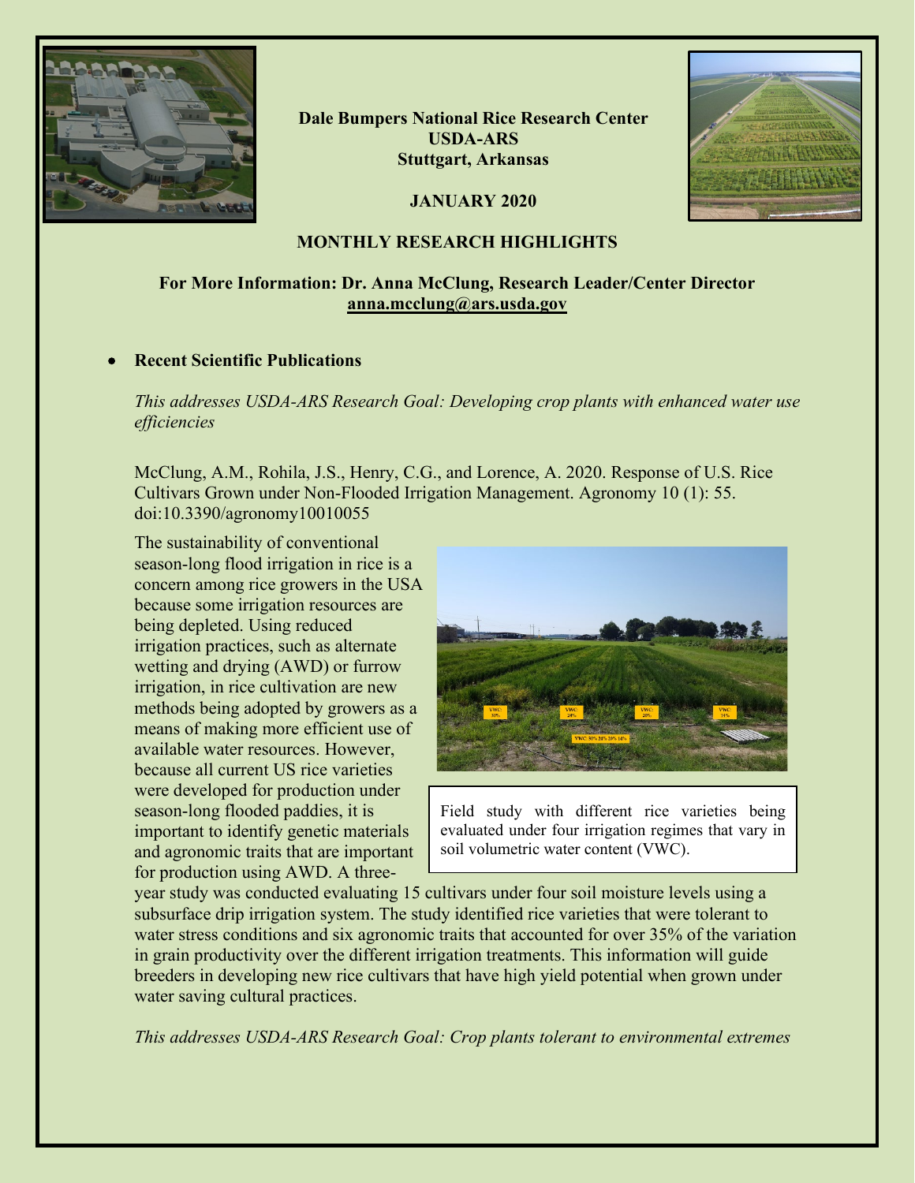**Dale Bumpers National Rice Research Center**
**USDA-ARS**
**Stuttgart, Arkansas**

**JANUARY 2020**

## MONTHLY RESEARCH HIGHLIGHTS

**For More Information: Dr. Anna McClung, Research Leader/Center Director**
**anna.mcclung@ars.usda.gov**

- **Recent Scientific Publications**

*This addresses USDA-ARS Research Goal: Developing crop plants with enhanced water use efficiencies*

McClung, A.M., Rohila, J.S., Henry, C.G., and Lorence, A. 2020. Response of U.S. Rice Cultivars Grown under Non-Flooded Irrigation Management. Agronomy 10 (1): 55. doi:10.3390/agronomy10010055

The sustainability of conventional season-long flood irrigation in rice is a concern among rice growers in the USA because some irrigation resources are being depleted. Using reduced irrigation practices, such as alternate wetting and drying (AWD) or furrow irrigation, in rice cultivation are new methods being adopted by growers as a means of making more efficient use of available water resources. However, because all current US rice varieties were developed for production under season-long flooded paddies, it is important to identify genetic materials and agronomic traits that are important for production using AWD. A three-year study was conducted evaluating 15 cultivars under four soil moisture levels using a subsurface drip irrigation system. The study identified rice varieties that were tolerant to water stress conditions and six agronomic traits that accounted for over 35% of the variation in grain productivity over the different irrigation treatments. This information will guide breeders in developing new rice cultivars that have high yield potential when grown under water saving cultural practices.

Field study with different rice varieties being evaluated under four irrigation regimes that vary in soil volumetric water content (VWC).

*This addresses USDA-ARS Research Goal: Crop plants tolerant to environmental extremes*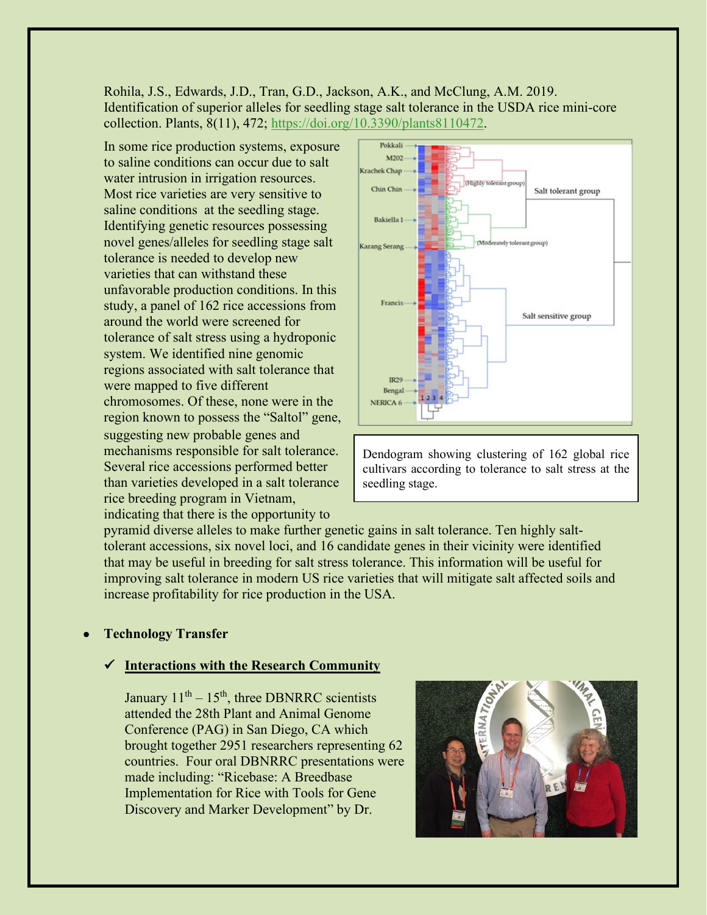Rohila, J.S., Edwards, J.D., Tran, G.D., Jackson, A.K., and McClung, A.M. 2019. Identification of superior alleles for seedling stage salt tolerance in the USDA rice mini-core collection. Plants, 8(11), 472; https://doi.org/10.3390/plants8110472.

In some rice production systems, exposure to saline conditions can occur due to salt water intrusion in irrigation resources. Most rice varieties are very sensitive to saline conditions at the seedling stage. Identifying genetic resources possessing novel genes/alleles for seedling stage salt tolerance is needed to develop new varieties that can withstand these unfavorable production conditions. In this study, a panel of 162 rice accessions from around the world were screened for tolerance of salt stress using a hydroponic system. We identified nine genomic regions associated with salt tolerance that were mapped to five different chromosomes. Of these, none were in the region known to possess the "Saltol" gene, suggesting new probable genes and mechanisms responsible for salt tolerance. Several rice accessions performed better than varieties developed in a salt tolerance rice breeding program in Vietnam, indicating that there is the opportunity to pyramid diverse alleles to make further genetic gains in salt tolerance. Ten highly salt-tolerant accessions, six novel loci, and 16 candidate genes in their vicinity were identified that may be useful in breeding for salt stress tolerance. This information will be useful for improving salt tolerance in modern US rice varieties that will mitigate salt affected soils and increase profitability for rice production in the USA.

Dendogram showing clustering of 162 global rice cultivars according to tolerance to salt stress at the seedling stage.

- **Technology Transfer**

  ✓ **Interactions with the Research Community**

  January 11th – 15th, three DBNRRC scientists attended the 28th Plant and Animal Genome Conference (PAG) in San Diego, CA which brought together 2951 researchers representing 62 countries. Four oral DBNRRC presentations were made including: "Ricebase: A Breedbase Implementation for Rice with Tools for Gene Discovery and Marker Development" by Dr.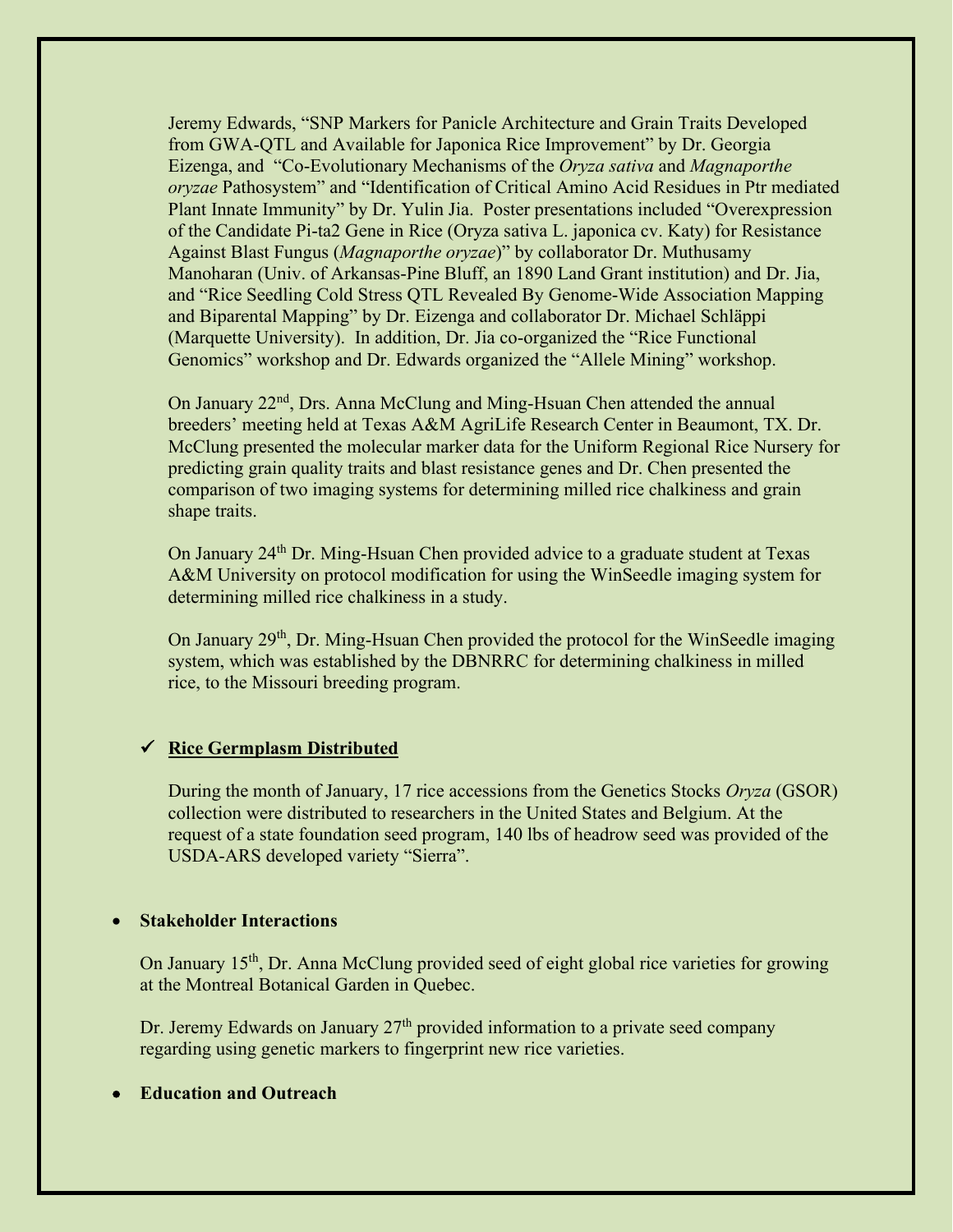Jeremy Edwards, "SNP Markers for Panicle Architecture and Grain Traits Developed from GWA-QTL and Available for Japonica Rice Improvement" by Dr. Georgia Eizenga, and "Co-Evolutionary Mechanisms of the *Oryza sativa* and *Magnaporthe oryzae* Pathosystem" and "Identification of Critical Amino Acid Residues in Ptr mediated Plant Innate Immunity" by Dr. Yulin Jia. Poster presentations included "Overexpression of the Candidate Pi-ta2 Gene in Rice (Oryza sativa L. japonica cv. Katy) for Resistance Against Blast Fungus (*Magnaporthe oryzae*)" by collaborator Dr. Muthusamy Manoharan (Univ. of Arkansas-Pine Bluff, an 1890 Land Grant institution) and Dr. Jia, and "Rice Seedling Cold Stress QTL Revealed By Genome-Wide Association Mapping and Biparental Mapping" by Dr. Eizenga and collaborator Dr. Michael Schläppi (Marquette University). In addition, Dr. Jia co-organized the "Rice Functional Genomics" workshop and Dr. Edwards organized the "Allele Mining" workshop.

On January 22nd, Drs. Anna McClung and Ming-Hsuan Chen attended the annual breeders' meeting held at Texas A&M AgriLife Research Center in Beaumont, TX. Dr. McClung presented the molecular marker data for the Uniform Regional Rice Nursery for predicting grain quality traits and blast resistance genes and Dr. Chen presented the comparison of two imaging systems for determining milled rice chalkiness and grain shape traits.

On January 24th Dr. Ming-Hsuan Chen provided advice to a graduate student at Texas A&M University on protocol modification for using the WinSeedle imaging system for determining milled rice chalkiness in a study.

On January 29th, Dr. Ming-Hsuan Chen provided the protocol for the WinSeedle imaging system, which was established by the DBNRRC for determining chalkiness in milled rice, to the Missouri breeding program.

- ✓ **Rice Germplasm Distributed**

  During the month of January, 17 rice accessions from the Genetics Stocks *Oryza* (GSOR) collection were distributed to researchers in the United States and Belgium. At the request of a state foundation seed program, 140 lbs of headrow seed was provided of the USDA-ARS developed variety "Sierra".

- **Stakeholder Interactions**

  On January 15th, Dr. Anna McClung provided seed of eight global rice varieties for growing at the Montreal Botanical Garden in Quebec.

  Dr. Jeremy Edwards on January 27th provided information to a private seed company regarding using genetic markers to fingerprint new rice varieties.

- **Education and Outreach**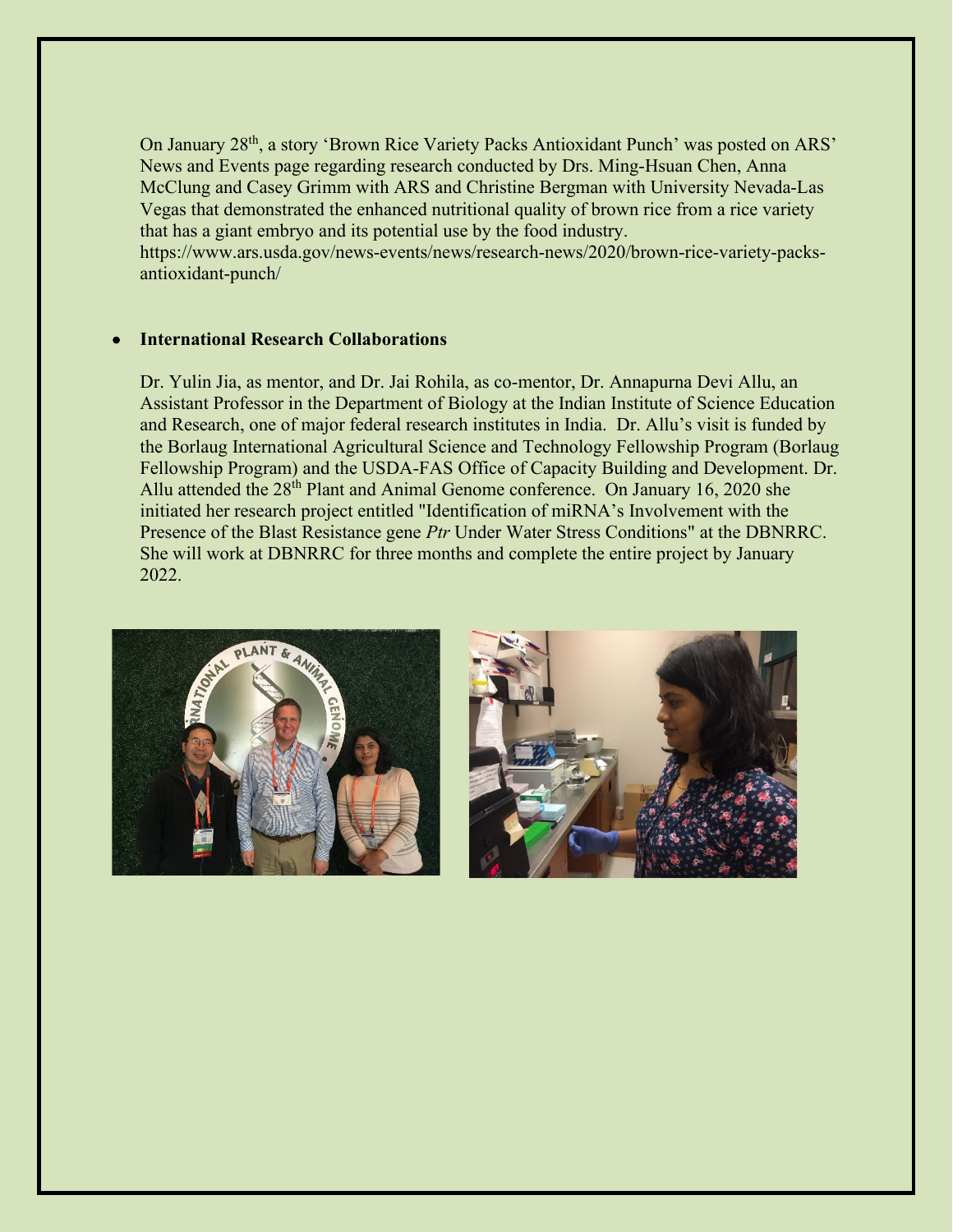On January 28th, a story 'Brown Rice Variety Packs Antioxidant Punch' was posted on ARS' News and Events page regarding research conducted by Drs. Ming-Hsuan Chen, Anna McClung and Casey Grimm with ARS and Christine Bergman with University Nevada-Las Vegas that demonstrated the enhanced nutritional quality of brown rice from a rice variety that has a giant embryo and its potential use by the food industry. https://www.ars.usda.gov/news-events/news/research-news/2020/brown-rice-variety-packs-antioxidant-punch/

- **International Research Collaborations**

  Dr. Yulin Jia, as mentor, and Dr. Jai Rohila, as co-mentor, Dr. Annapurna Devi Allu, an Assistant Professor in the Department of Biology at the Indian Institute of Science Education and Research, one of major federal research institutes in India. Dr. Allu's visit is funded by the Borlaug International Agricultural Science and Technology Fellowship Program (Borlaug Fellowship Program) and the USDA-FAS Office of Capacity Building and Development. Dr. Allu attended the 28th Plant and Animal Genome conference. On January 16, 2020 she initiated her research project entitled "Identification of miRNA's Involvement with the Presence of the Blast Resistance gene *Ptr* Under Water Stress Conditions" at the DBNRRC. She will work at DBNRRC for three months and complete the entire project by January 2022.